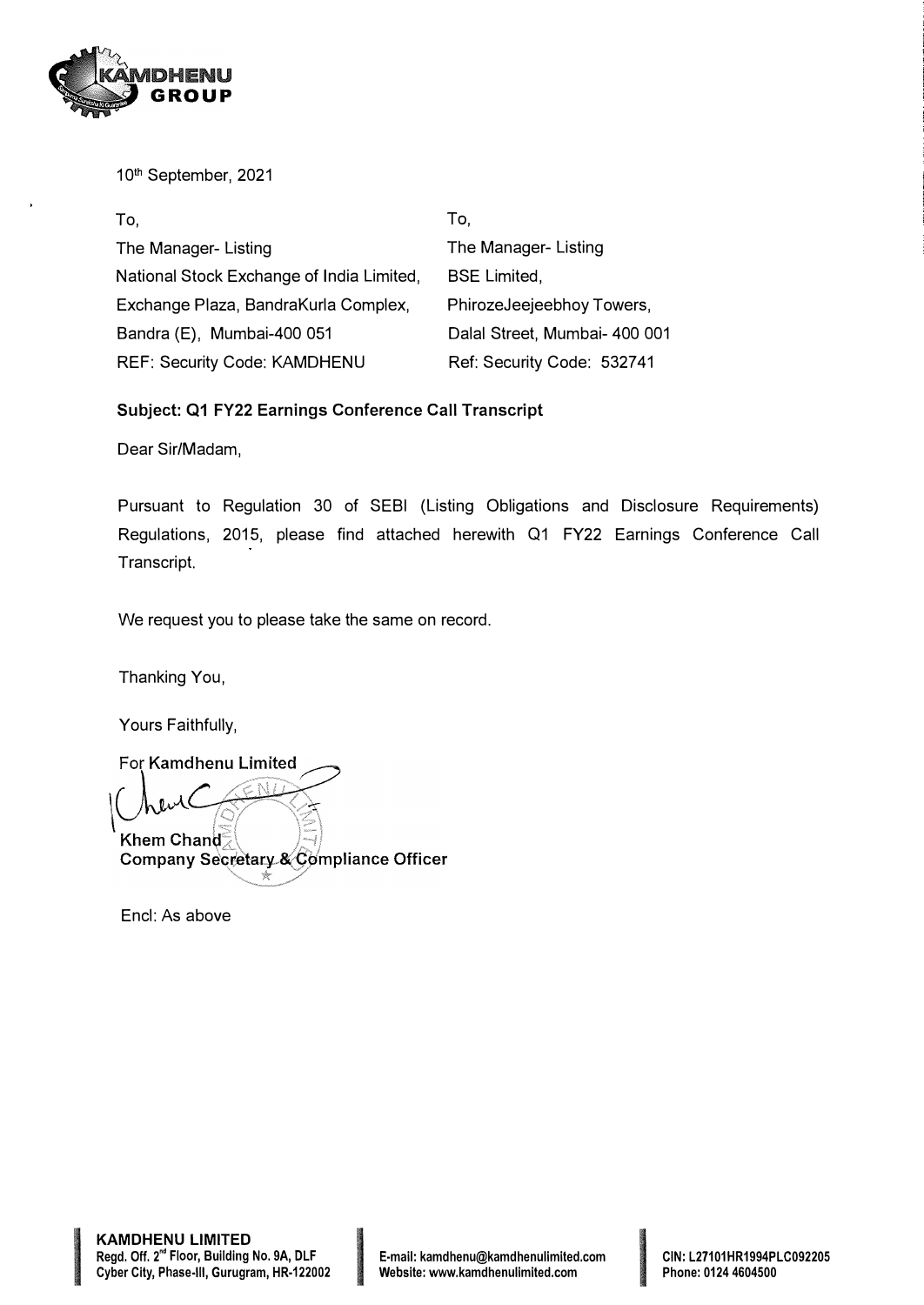10[th] September, 2021

| To, | To, |
|---|---|
| The Manager- Listing | The Manager- Listing |
| National Stock Exchange of India Limited, | BSE Limited, |
| Exchange Plaza, BandraKurla Complex, | PhirozeJeejeebhoy Towers, |
| Bandra (E), Mumbai-400 051 | Dalal Street, Mumbai- 400 001 |
| REF: Security Code: KAMDHENU | Ref: Security Code: 532741 |

**Subject: Q1 FY22 Earnings Conference Call Transcript**

Dear Sir/Madam,

Pursuant to Regulation 30 of SEBI (Listing Obligations and Disclosure Requirements) Regulations, 2015, please find attached herewith Q1 FY22 Earnings Conference Call Transcript.

We request you to please take the same on record.

Thanking You,

Yours Faithfully,

For **Kamdhenu Limited**

**Khem Chand**
**Company Secretary & Compliance Officer**

Encl: As above

**KAMDHENU LIMITED**
**Regd. Off. 2[nd] Floor, Building No. 9A, DLF Cyber City, Phase-III, Gurugram, HR-122002**

**E-mail: kamdhenu@kamdhenulimited.com**
**Website: www.kamdhenulimited.com**

**CIN: L27101HR1994PLC092205**
**Phone: 0124 4604500**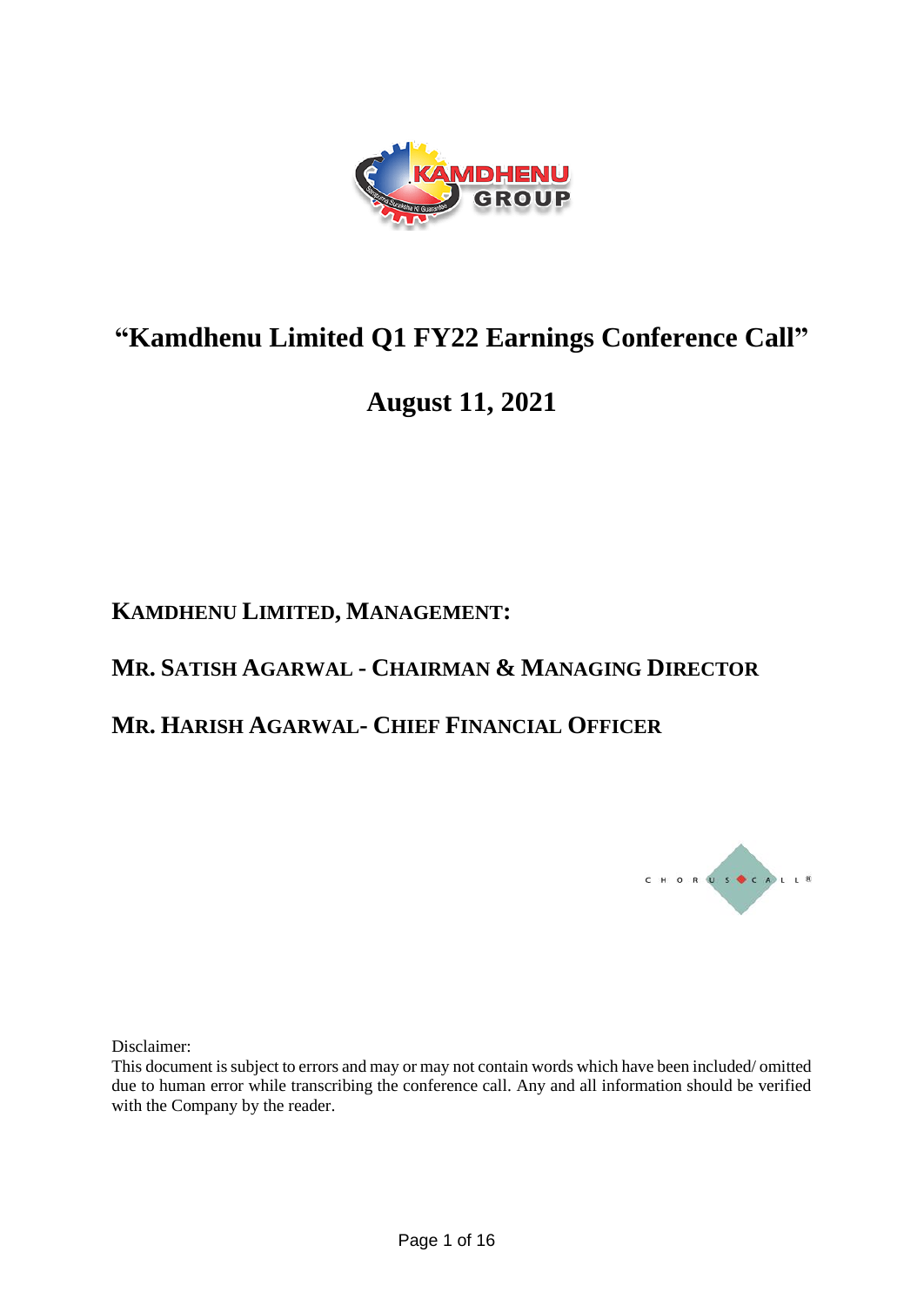# "Kamdhenu Limited Q1 FY22 Earnings Conference Call"

## August 11, 2021

**KAMDHENU LIMITED, MANAGEMENT:**

**MR. SATISH AGARWAL - CHAIRMAN & MANAGING DIRECTOR**

**MR. HARISH AGARWAL- CHIEF FINANCIAL OFFICER**

Disclaimer:
This document is subject to errors and may or may not contain words which have been included/ omitted due to human error while transcribing the conference call. Any and all information should be verified with the Company by the reader.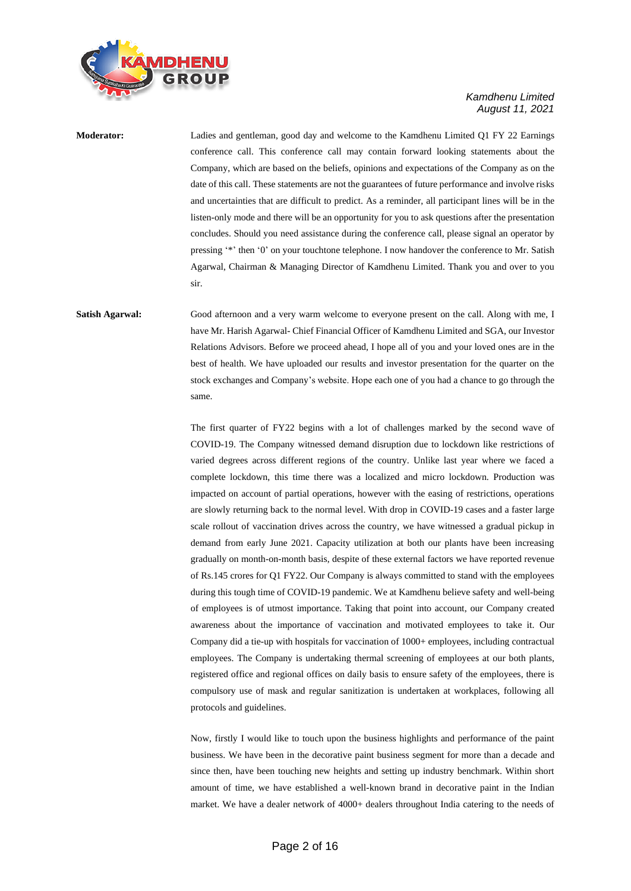**Moderator:** Ladies and gentleman, good day and welcome to the Kamdhenu Limited Q1 FY 22 Earnings conference call. This conference call may contain forward looking statements about the Company, which are based on the beliefs, opinions and expectations of the Company as on the date of this call. These statements are not the guarantees of future performance and involve risks and uncertainties that are difficult to predict. As a reminder, all participant lines will be in the listen-only mode and there will be an opportunity for you to ask questions after the presentation concludes. Should you need assistance during the conference call, please signal an operator by pressing '*' then '0' on your touchtone telephone. I now handover the conference to Mr. Satish Agarwal, Chairman & Managing Director of Kamdhenu Limited. Thank you and over to you sir.

**Satish Agarwal:** Good afternoon and a very warm welcome to everyone present on the call. Along with me, I have Mr. Harish Agarwal- Chief Financial Officer of Kamdhenu Limited and SGA, our Investor Relations Advisors. Before we proceed ahead, I hope all of you and your loved ones are in the best of health. We have uploaded our results and investor presentation for the quarter on the stock exchanges and Company's website. Hope each one of you had a chance to go through the same.

The first quarter of FY22 begins with a lot of challenges marked by the second wave of COVID-19. The Company witnessed demand disruption due to lockdown like restrictions of varied degrees across different regions of the country. Unlike last year where we faced a complete lockdown, this time there was a localized and micro lockdown. Production was impacted on account of partial operations, however with the easing of restrictions, operations are slowly returning back to the normal level. With drop in COVID-19 cases and a faster large scale rollout of vaccination drives across the country, we have witnessed a gradual pickup in demand from early June 2021. Capacity utilization at both our plants have been increasing gradually on month-on-month basis, despite of these external factors we have reported revenue of Rs.145 crores for Q1 FY22. Our Company is always committed to stand with the employees during this tough time of COVID-19 pandemic. We at Kamdhenu believe safety and well-being of employees is of utmost importance. Taking that point into account, our Company created awareness about the importance of vaccination and motivated employees to take it. Our Company did a tie-up with hospitals for vaccination of 1000+ employees, including contractual employees. The Company is undertaking thermal screening of employees at our both plants, registered office and regional offices on daily basis to ensure safety of the employees, there is compulsory use of mask and regular sanitization is undertaken at workplaces, following all protocols and guidelines.

Now, firstly I would like to touch upon the business highlights and performance of the paint business. We have been in the decorative paint business segment for more than a decade and since then, have been touching new heights and setting up industry benchmark. Within short amount of time, we have established a well-known brand in decorative paint in the Indian market. We have a dealer network of 4000+ dealers throughout India catering to the needs of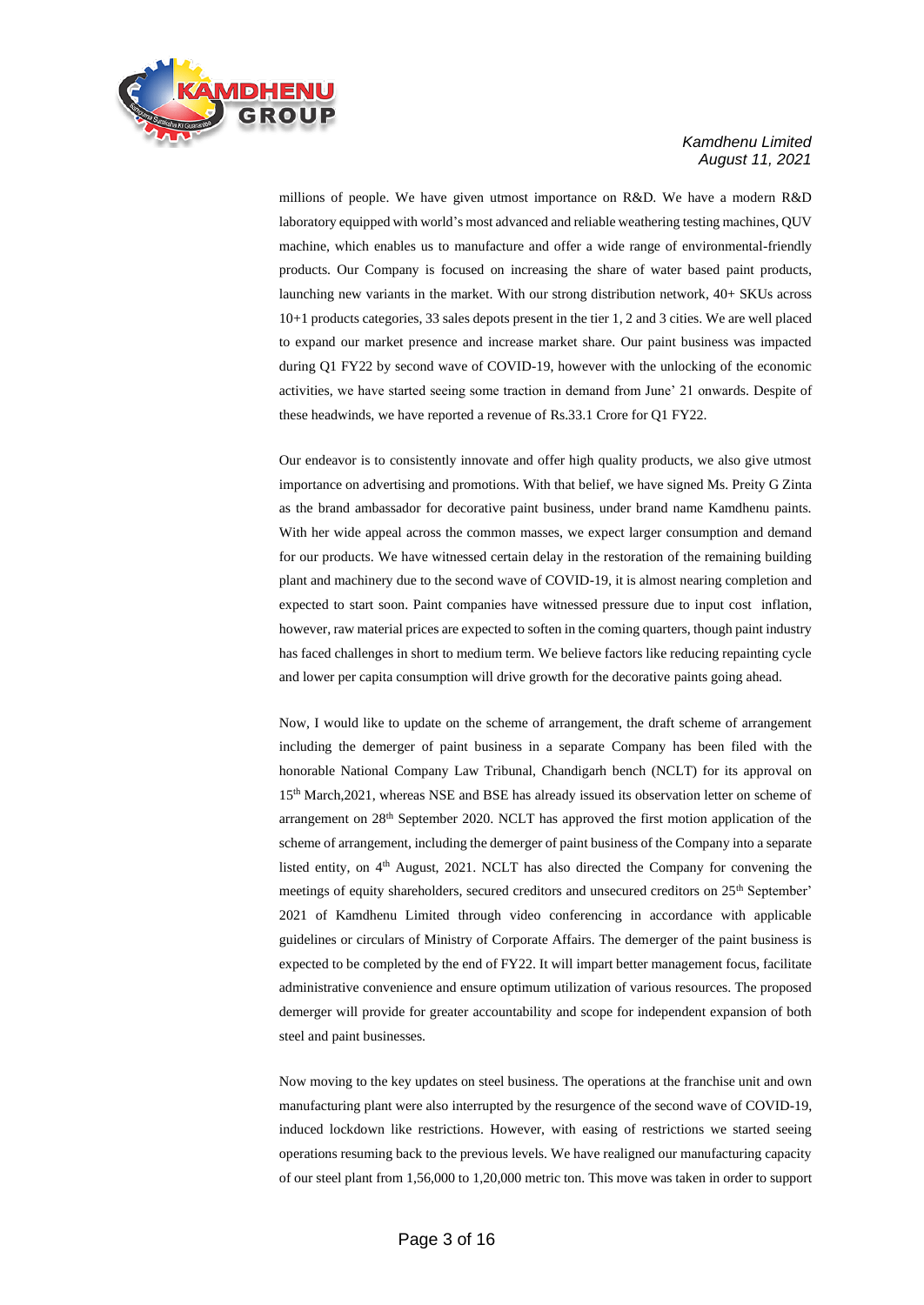millions of people. We have given utmost importance on R&D. We have a modern R&D laboratory equipped with world's most advanced and reliable weathering testing machines, QUV machine, which enables us to manufacture and offer a wide range of environmental-friendly products. Our Company is focused on increasing the share of water based paint products, launching new variants in the market. With our strong distribution network, 40+ SKUs across 10+1 products categories, 33 sales depots present in the tier 1, 2 and 3 cities. We are well placed to expand our market presence and increase market share. Our paint business was impacted during Q1 FY22 by second wave of COVID-19, however with the unlocking of the economic activities, we have started seeing some traction in demand from June' 21 onwards. Despite of these headwinds, we have reported a revenue of Rs.33.1 Crore for Q1 FY22.

Our endeavor is to consistently innovate and offer high quality products, we also give utmost importance on advertising and promotions. With that belief, we have signed Ms. Preity G Zinta as the brand ambassador for decorative paint business, under brand name Kamdhenu paints. With her wide appeal across the common masses, we expect larger consumption and demand for our products. We have witnessed certain delay in the restoration of the remaining building plant and machinery due to the second wave of COVID-19, it is almost nearing completion and expected to start soon. Paint companies have witnessed pressure due to input cost inflation, however, raw material prices are expected to soften in the coming quarters, though paint industry has faced challenges in short to medium term. We believe factors like reducing repainting cycle and lower per capita consumption will drive growth for the decorative paints going ahead.

Now, I would like to update on the scheme of arrangement, the draft scheme of arrangement including the demerger of paint business in a separate Company has been filed with the honorable National Company Law Tribunal, Chandigarh bench (NCLT) for its approval on 15th March,2021, whereas NSE and BSE has already issued its observation letter on scheme of arrangement on 28th September 2020. NCLT has approved the first motion application of the scheme of arrangement, including the demerger of paint business of the Company into a separate listed entity, on 4th August, 2021. NCLT has also directed the Company for convening the meetings of equity shareholders, secured creditors and unsecured creditors on 25th September' 2021 of Kamdhenu Limited through video conferencing in accordance with applicable guidelines or circulars of Ministry of Corporate Affairs. The demerger of the paint business is expected to be completed by the end of FY22. It will impart better management focus, facilitate administrative convenience and ensure optimum utilization of various resources. The proposed demerger will provide for greater accountability and scope for independent expansion of both steel and paint businesses.

Now moving to the key updates on steel business. The operations at the franchise unit and own manufacturing plant were also interrupted by the resurgence of the second wave of COVID-19, induced lockdown like restrictions. However, with easing of restrictions we started seeing operations resuming back to the previous levels. We have realigned our manufacturing capacity of our steel plant from 1,56,000 to 1,20,000 metric ton. This move was taken in order to support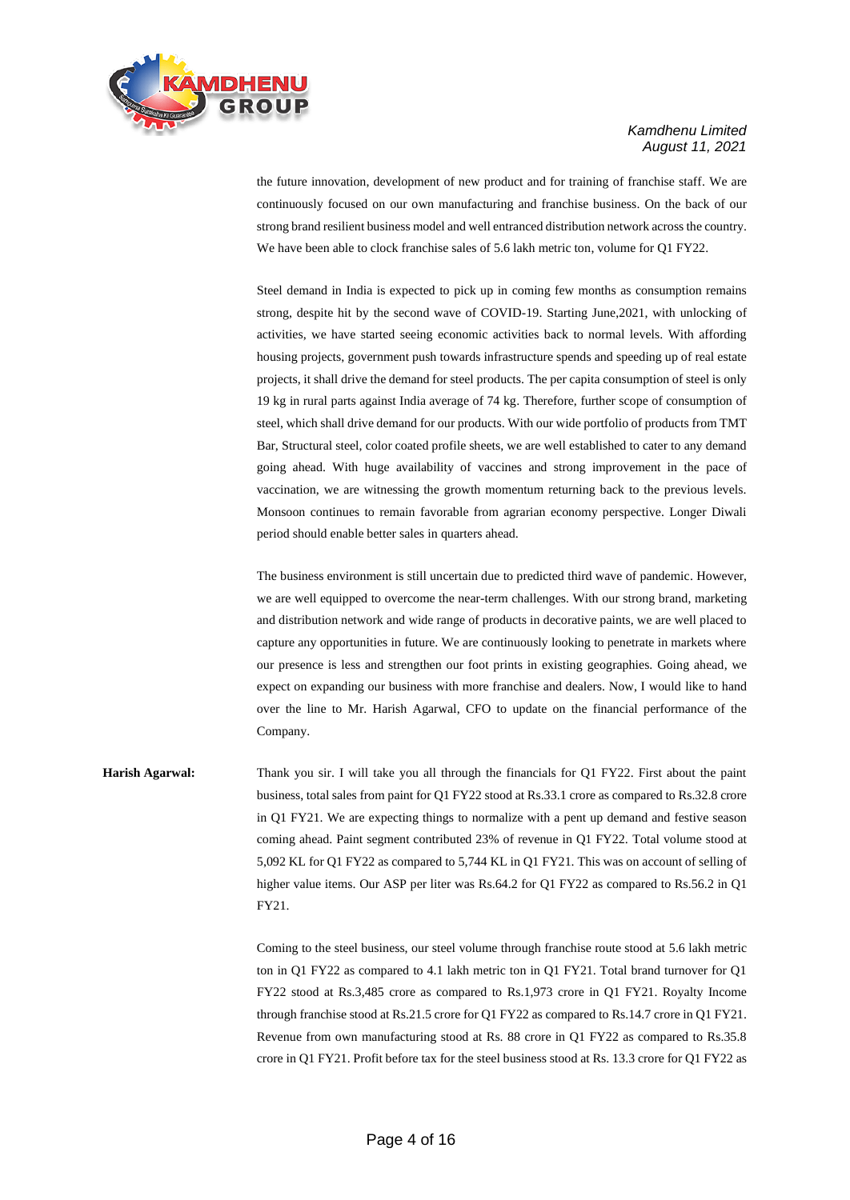the future innovation, development of new product and for training of franchise staff. We are continuously focused on our own manufacturing and franchise business. On the back of our strong brand resilient business model and well entranced distribution network across the country. We have been able to clock franchise sales of 5.6 lakh metric ton, volume for Q1 FY22.

Steel demand in India is expected to pick up in coming few months as consumption remains strong, despite hit by the second wave of COVID-19. Starting June,2021, with unlocking of activities, we have started seeing economic activities back to normal levels. With affording housing projects, government push towards infrastructure spends and speeding up of real estate projects, it shall drive the demand for steel products. The per capita consumption of steel is only 19 kg in rural parts against India average of 74 kg. Therefore, further scope of consumption of steel, which shall drive demand for our products. With our wide portfolio of products from TMT Bar, Structural steel, color coated profile sheets, we are well established to cater to any demand going ahead. With huge availability of vaccines and strong improvement in the pace of vaccination, we are witnessing the growth momentum returning back to the previous levels. Monsoon continues to remain favorable from agrarian economy perspective. Longer Diwali period should enable better sales in quarters ahead.

The business environment is still uncertain due to predicted third wave of pandemic. However, we are well equipped to overcome the near-term challenges. With our strong brand, marketing and distribution network and wide range of products in decorative paints, we are well placed to capture any opportunities in future. We are continuously looking to penetrate in markets where our presence is less and strengthen our foot prints in existing geographies. Going ahead, we expect on expanding our business with more franchise and dealers. Now, I would like to hand over the line to Mr. Harish Agarwal, CFO to update on the financial performance of the Company.

**Harish Agarwal:** Thank you sir. I will take you all through the financials for Q1 FY22. First about the paint business, total sales from paint for Q1 FY22 stood at Rs.33.1 crore as compared to Rs.32.8 crore in Q1 FY21. We are expecting things to normalize with a pent up demand and festive season coming ahead. Paint segment contributed 23% of revenue in Q1 FY22. Total volume stood at 5,092 KL for Q1 FY22 as compared to 5,744 KL in Q1 FY21. This was on account of selling of higher value items. Our ASP per liter was Rs.64.2 for Q1 FY22 as compared to Rs.56.2 in Q1 FY21.

Coming to the steel business, our steel volume through franchise route stood at 5.6 lakh metric ton in Q1 FY22 as compared to 4.1 lakh metric ton in Q1 FY21. Total brand turnover for Q1 FY22 stood at Rs.3,485 crore as compared to Rs.1,973 crore in Q1 FY21. Royalty Income through franchise stood at Rs.21.5 crore for Q1 FY22 as compared to Rs.14.7 crore in Q1 FY21. Revenue from own manufacturing stood at Rs. 88 crore in Q1 FY22 as compared to Rs.35.8 crore in Q1 FY21. Profit before tax for the steel business stood at Rs. 13.3 crore for Q1 FY22 as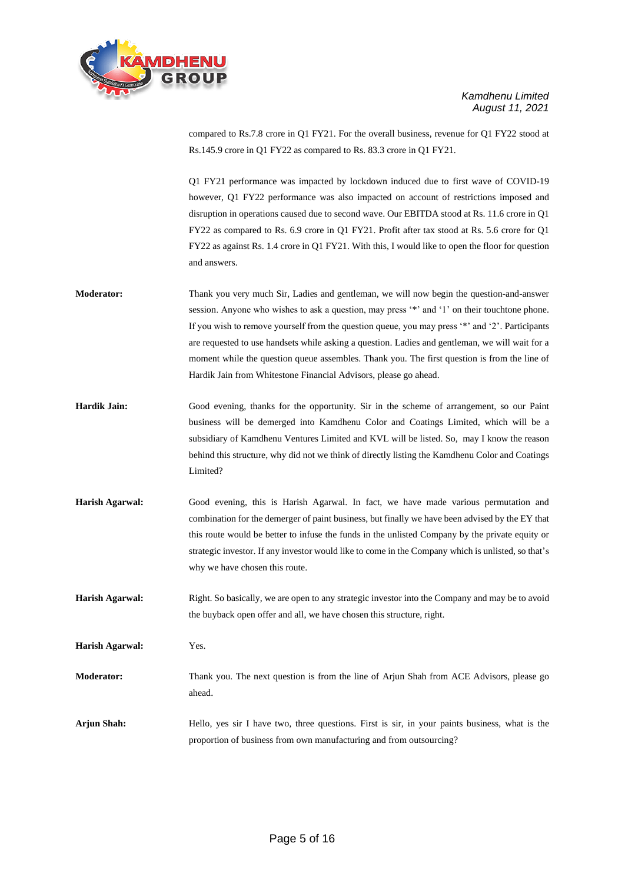compared to Rs.7.8 crore in Q1 FY21. For the overall business, revenue for Q1 FY22 stood at Rs.145.9 crore in Q1 FY22 as compared to Rs. 83.3 crore in Q1 FY21.

Q1 FY21 performance was impacted by lockdown induced due to first wave of COVID-19 however, Q1 FY22 performance was also impacted on account of restrictions imposed and disruption in operations caused due to second wave. Our EBITDA stood at Rs. 11.6 crore in Q1 FY22 as compared to Rs. 6.9 crore in Q1 FY21. Profit after tax stood at Rs. 5.6 crore for Q1 FY22 as against Rs. 1.4 crore in Q1 FY21. With this, I would like to open the floor for question and answers.

**Moderator:** Thank you very much Sir, Ladies and gentleman, we will now begin the question-and-answer session. Anyone who wishes to ask a question, may press '*' and '1' on their touchtone phone. If you wish to remove yourself from the question queue, you may press '*' and '2'. Participants are requested to use handsets while asking a question. Ladies and gentleman, we will wait for a moment while the question queue assembles. Thank you. The first question is from the line of Hardik Jain from Whitestone Financial Advisors, please go ahead.

**Hardik Jain:** Good evening, thanks for the opportunity. Sir in the scheme of arrangement, so our Paint business will be demerged into Kamdhenu Color and Coatings Limited, which will be a subsidiary of Kamdhenu Ventures Limited and KVL will be listed. So, may I know the reason behind this structure, why did not we think of directly listing the Kamdhenu Color and Coatings Limited?

**Harish Agarwal:** Good evening, this is Harish Agarwal. In fact, we have made various permutation and combination for the demerger of paint business, but finally we have been advised by the EY that this route would be better to infuse the funds in the unlisted Company by the private equity or strategic investor. If any investor would like to come in the Company which is unlisted, so that's why we have chosen this route.

**Harish Agarwal:** Right. So basically, we are open to any strategic investor into the Company and may be to avoid the buyback open offer and all, we have chosen this structure, right.

**Harish Agarwal:** Yes.

**Moderator:** Thank you. The next question is from the line of Arjun Shah from ACE Advisors, please go ahead.

**Arjun Shah:** Hello, yes sir I have two, three questions. First is sir, in your paints business, what is the proportion of business from own manufacturing and from outsourcing?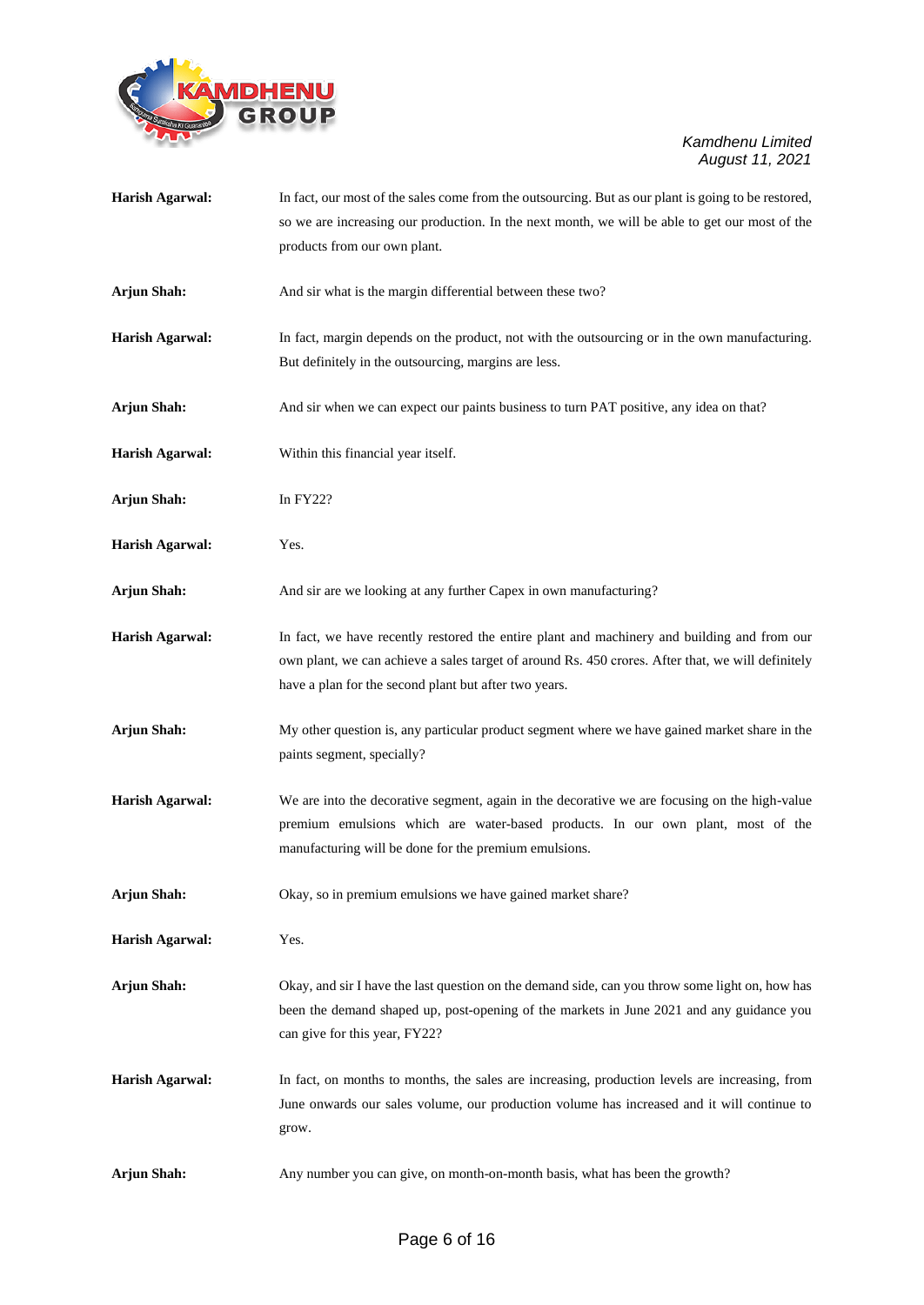**Harish Agarwal:** In fact, our most of the sales come from the outsourcing. But as our plant is going to be restored, so we are increasing our production. In the next month, we will be able to get our most of the products from our own plant.

**Arjun Shah:** And sir what is the margin differential between these two?

**Harish Agarwal:** In fact, margin depends on the product, not with the outsourcing or in the own manufacturing. But definitely in the outsourcing, margins are less.

**Arjun Shah:** And sir when we can expect our paints business to turn PAT positive, any idea on that?

**Harish Agarwal:** Within this financial year itself.

**Arjun Shah:** In FY22?

**Harish Agarwal:** Yes.

**Arjun Shah:** And sir are we looking at any further Capex in own manufacturing?

**Harish Agarwal:** In fact, we have recently restored the entire plant and machinery and building and from our own plant, we can achieve a sales target of around Rs. 450 crores. After that, we will definitely have a plan for the second plant but after two years.

**Arjun Shah:** My other question is, any particular product segment where we have gained market share in the paints segment, specially?

**Harish Agarwal:** We are into the decorative segment, again in the decorative we are focusing on the high-value premium emulsions which are water-based products. In our own plant, most of the manufacturing will be done for the premium emulsions.

**Arjun Shah:** Okay, so in premium emulsions we have gained market share?

**Harish Agarwal:** Yes.

**Arjun Shah:** Okay, and sir I have the last question on the demand side, can you throw some light on, how has been the demand shaped up, post-opening of the markets in June 2021 and any guidance you can give for this year, FY22?

**Harish Agarwal:** In fact, on months to months, the sales are increasing, production levels are increasing, from June onwards our sales volume, our production volume has increased and it will continue to grow.

**Arjun Shah:** Any number you can give, on month-on-month basis, what has been the growth?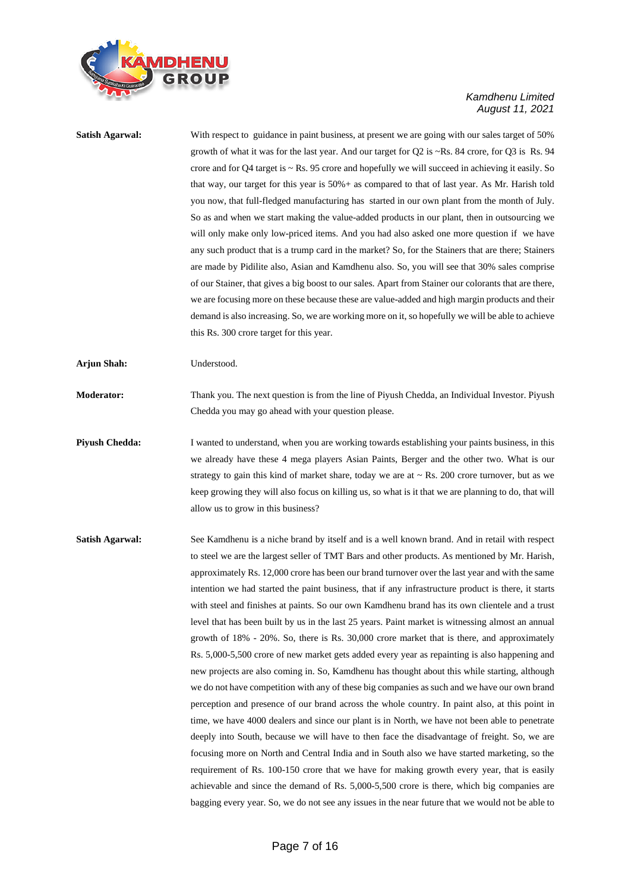**Satish Agarwal:** With respect to guidance in paint business, at present we are going with our sales target of 50% growth of what it was for the last year. And our target for Q2 is ~Rs. 84 crore, for Q3 is Rs. 94 crore and for Q4 target is ~ Rs. 95 crore and hopefully we will succeed in achieving it easily. So that way, our target for this year is 50%+ as compared to that of last year. As Mr. Harish told you now, that full-fledged manufacturing has started in our own plant from the month of July. So as and when we start making the value-added products in our plant, then in outsourcing we will only make only low-priced items. And you had also asked one more question if we have any such product that is a trump card in the market? So, for the Stainers that are there; Stainers are made by Pidilite also, Asian and Kamdhenu also. So, you will see that 30% sales comprise of our Stainer, that gives a big boost to our sales. Apart from Stainer our colorants that are there, we are focusing more on these because these are value-added and high margin products and their demand is also increasing. So, we are working more on it, so hopefully we will be able to achieve this Rs. 300 crore target for this year.

**Arjun Shah:** Understood.

**Moderator:** Thank you. The next question is from the line of Piyush Chedda, an Individual Investor. Piyush Chedda you may go ahead with your question please.

**Piyush Chedda:** I wanted to understand, when you are working towards establishing your paints business, in this we already have these 4 mega players Asian Paints, Berger and the other two. What is our strategy to gain this kind of market share, today we are at ~ Rs. 200 crore turnover, but as we keep growing they will also focus on killing us, so what is it that we are planning to do, that will allow us to grow in this business?

**Satish Agarwal:** See Kamdhenu is a niche brand by itself and is a well known brand. And in retail with respect to steel we are the largest seller of TMT Bars and other products. As mentioned by Mr. Harish, approximately Rs. 12,000 crore has been our brand turnover over the last year and with the same intention we had started the paint business, that if any infrastructure product is there, it starts with steel and finishes at paints. So our own Kamdhenu brand has its own clientele and a trust level that has been built by us in the last 25 years. Paint market is witnessing almost an annual growth of 18% - 20%. So, there is Rs. 30,000 crore market that is there, and approximately Rs. 5,000-5,500 crore of new market gets added every year as repainting is also happening and new projects are also coming in. So, Kamdhenu has thought about this while starting, although we do not have competition with any of these big companies as such and we have our own brand perception and presence of our brand across the whole country. In paint also, at this point in time, we have 4000 dealers and since our plant is in North, we have not been able to penetrate deeply into South, because we will have to then face the disadvantage of freight. So, we are focusing more on North and Central India and in South also we have started marketing, so the requirement of Rs. 100-150 crore that we have for making growth every year, that is easily achievable and since the demand of Rs. 5,000-5,500 crore is there, which big companies are bagging every year. So, we do not see any issues in the near future that we would not be able to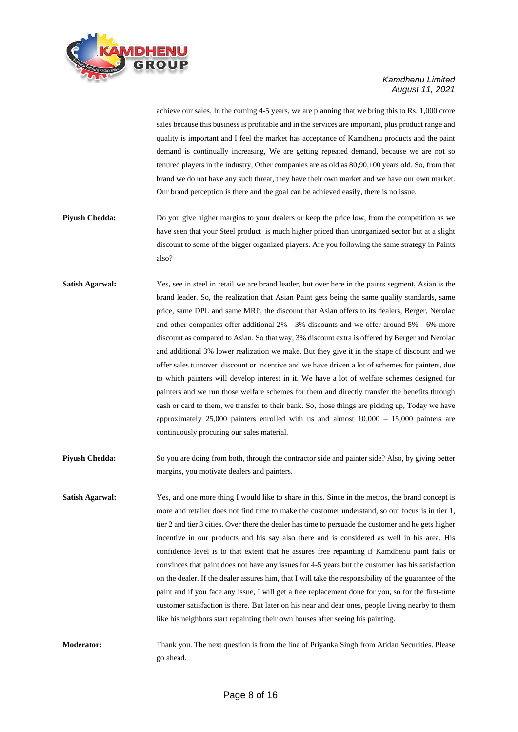achieve our sales. In the coming 4-5 years, we are planning that we bring this to Rs. 1,000 crore sales because this business is profitable and in the services are important, plus product range and quality is important and I feel the market has acceptance of Kamdhenu products and the paint demand is continually increasing, We are getting repeated demand, because we are not so tenured players in the industry, Other companies are as old as 80,90,100 years old. So, from that brand we do not have any such threat, they have their own market and we have our own market. Our brand perception is there and the goal can be achieved easily, there is no issue.

**Piyush Chedda:** Do you give higher margins to your dealers or keep the price low, from the competition as we have seen that your Steel product is much higher priced than unorganized sector but at a slight discount to some of the bigger organized players. Are you following the same strategy in Paints also?

**Satish Agarwal:** Yes, see in steel in retail we are brand leader, but over here in the paints segment, Asian is the brand leader. So, the realization that Asian Paint gets being the same quality standards, same price, same DPL and same MRP, the discount that Asian offers to its dealers, Berger, Nerolac and other companies offer additional 2% - 3% discounts and we offer around 5% - 6% more discount as compared to Asian. So that way, 3% discount extra is offered by Berger and Nerolac and additional 3% lower realization we make. But they give it in the shape of discount and we offer sales turnover discount or incentive and we have driven a lot of schemes for painters, due to which painters will develop interest in it. We have a lot of welfare schemes designed for painters and we run those welfare schemes for them and directly transfer the benefits through cash or card to them, we transfer to their bank. So, those things are picking up, Today we have approximately 25,000 painters enrolled with us and almost 10,000 – 15,000 painters are continuously procuring our sales material.

**Piyush Chedda:** So you are doing from both, through the contractor side and painter side? Also, by giving better margins, you motivate dealers and painters.

**Satish Agarwal:** Yes, and one more thing I would like to share in this. Since in the metros, the brand concept is more and retailer does not find time to make the customer understand, so our focus is in tier 1, tier 2 and tier 3 cities. Over there the dealer has time to persuade the customer and he gets higher incentive in our products and his say also there and is considered as well in his area. His confidence level is to that extent that he assures free repainting if Kamdhenu paint fails or convinces that paint does not have any issues for 4-5 years but the customer has his satisfaction on the dealer. If the dealer assures him, that I will take the responsibility of the guarantee of the paint and if you face any issue, I will get a free replacement done for you, so for the first-time customer satisfaction is there. But later on his near and dear ones, people living nearby to them like his neighbors start repainting their own houses after seeing his painting.

**Moderator:** Thank you. The next question is from the line of Priyanka Singh from Atidan Securities. Please go ahead.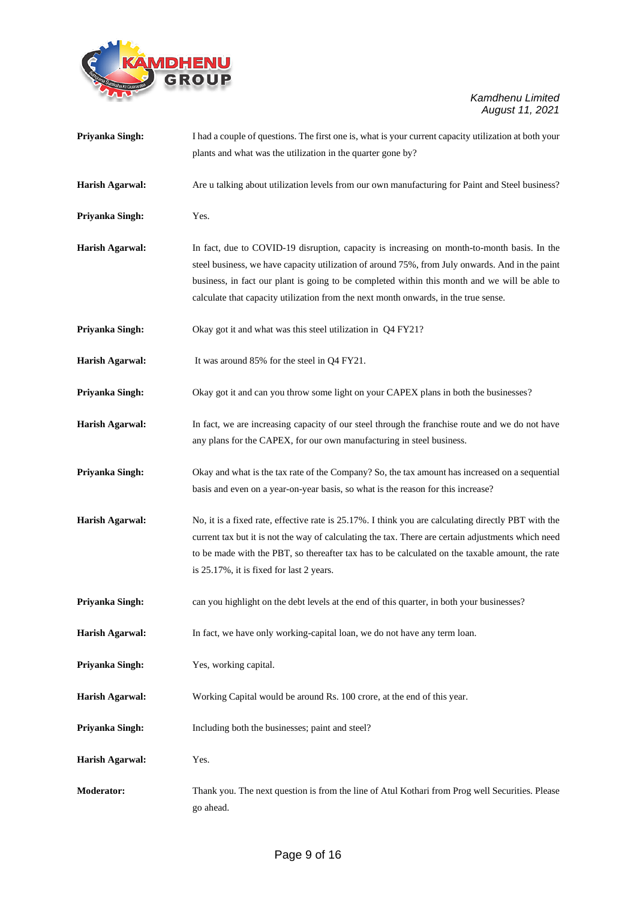**Priyanka Singh:** I had a couple of questions. The first one is, what is your current capacity utilization at both your plants and what was the utilization in the quarter gone by?

**Harish Agarwal:** Are u talking about utilization levels from our own manufacturing for Paint and Steel business?

**Priyanka Singh:** Yes.

**Harish Agarwal:** In fact, due to COVID-19 disruption, capacity is increasing on month-to-month basis. In the steel business, we have capacity utilization of around 75%, from July onwards. And in the paint business, in fact our plant is going to be completed within this month and we will be able to calculate that capacity utilization from the next month onwards, in the true sense.

**Priyanka Singh:** Okay got it and what was this steel utilization in Q4 FY21?

**Harish Agarwal:** It was around 85% for the steel in Q4 FY21.

**Priyanka Singh:** Okay got it and can you throw some light on your CAPEX plans in both the businesses?

**Harish Agarwal:** In fact, we are increasing capacity of our steel through the franchise route and we do not have any plans for the CAPEX, for our own manufacturing in steel business.

**Priyanka Singh:** Okay and what is the tax rate of the Company? So, the tax amount has increased on a sequential basis and even on a year-on-year basis, so what is the reason for this increase?

**Harish Agarwal:** No, it is a fixed rate, effective rate is 25.17%. I think you are calculating directly PBT with the current tax but it is not the way of calculating the tax. There are certain adjustments which need to be made with the PBT, so thereafter tax has to be calculated on the taxable amount, the rate is 25.17%, it is fixed for last 2 years.

**Priyanka Singh:** can you highlight on the debt levels at the end of this quarter, in both your businesses?

**Harish Agarwal:** In fact, we have only working-capital loan, we do not have any term loan.

**Priyanka Singh:** Yes, working capital.

**Harish Agarwal:** Working Capital would be around Rs. 100 crore, at the end of this year.

**Priyanka Singh:** Including both the businesses; paint and steel?

**Harish Agarwal:** Yes.

**Moderator:** Thank you. The next question is from the line of Atul Kothari from Prog well Securities. Please go ahead.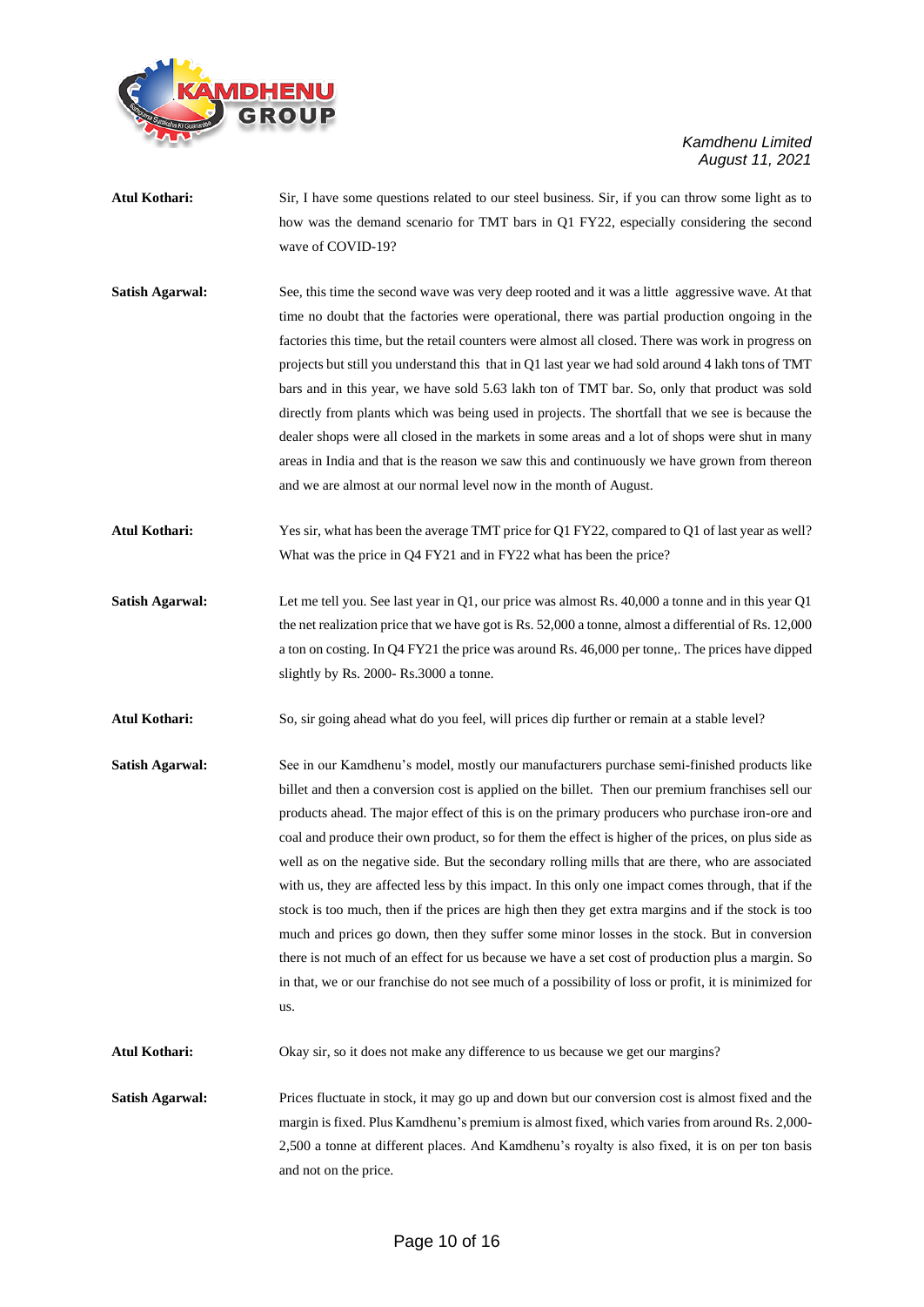**Atul Kothari:** Sir, I have some questions related to our steel business. Sir, if you can throw some light as to how was the demand scenario for TMT bars in Q1 FY22, especially considering the second wave of COVID-19?

**Satish Agarwal:** See, this time the second wave was very deep rooted and it was a little aggressive wave. At that time no doubt that the factories were operational, there was partial production ongoing in the factories this time, but the retail counters were almost all closed. There was work in progress on projects but still you understand this that in Q1 last year we had sold around 4 lakh tons of TMT bars and in this year, we have sold 5.63 lakh ton of TMT bar. So, only that product was sold directly from plants which was being used in projects. The shortfall that we see is because the dealer shops were all closed in the markets in some areas and a lot of shops were shut in many areas in India and that is the reason we saw this and continuously we have grown from thereon and we are almost at our normal level now in the month of August.

**Atul Kothari:** Yes sir, what has been the average TMT price for Q1 FY22, compared to Q1 of last year as well? What was the price in Q4 FY21 and in FY22 what has been the price?

**Satish Agarwal:** Let me tell you. See last year in Q1, our price was almost Rs. 40,000 a tonne and in this year Q1 the net realization price that we have got is Rs. 52,000 a tonne, almost a differential of Rs. 12,000 a ton on costing. In Q4 FY21 the price was around Rs. 46,000 per tonne,. The prices have dipped slightly by Rs. 2000- Rs.3000 a tonne.

**Atul Kothari:** So, sir going ahead what do you feel, will prices dip further or remain at a stable level?

**Satish Agarwal:** See in our Kamdhenu's model, mostly our manufacturers purchase semi-finished products like billet and then a conversion cost is applied on the billet. Then our premium franchises sell our products ahead. The major effect of this is on the primary producers who purchase iron-ore and coal and produce their own product, so for them the effect is higher of the prices, on plus side as well as on the negative side. But the secondary rolling mills that are there, who are associated with us, they are affected less by this impact. In this only one impact comes through, that if the stock is too much, then if the prices are high then they get extra margins and if the stock is too much and prices go down, then they suffer some minor losses in the stock. But in conversion there is not much of an effect for us because we have a set cost of production plus a margin. So in that, we or our franchise do not see much of a possibility of loss or profit, it is minimized for us.

**Atul Kothari:** Okay sir, so it does not make any difference to us because we get our margins?

**Satish Agarwal:** Prices fluctuate in stock, it may go up and down but our conversion cost is almost fixed and the margin is fixed. Plus Kamdhenu's premium is almost fixed, which varies from around Rs. 2,000-2,500 a tonne at different places. And Kamdhenu's royalty is also fixed, it is on per ton basis and not on the price.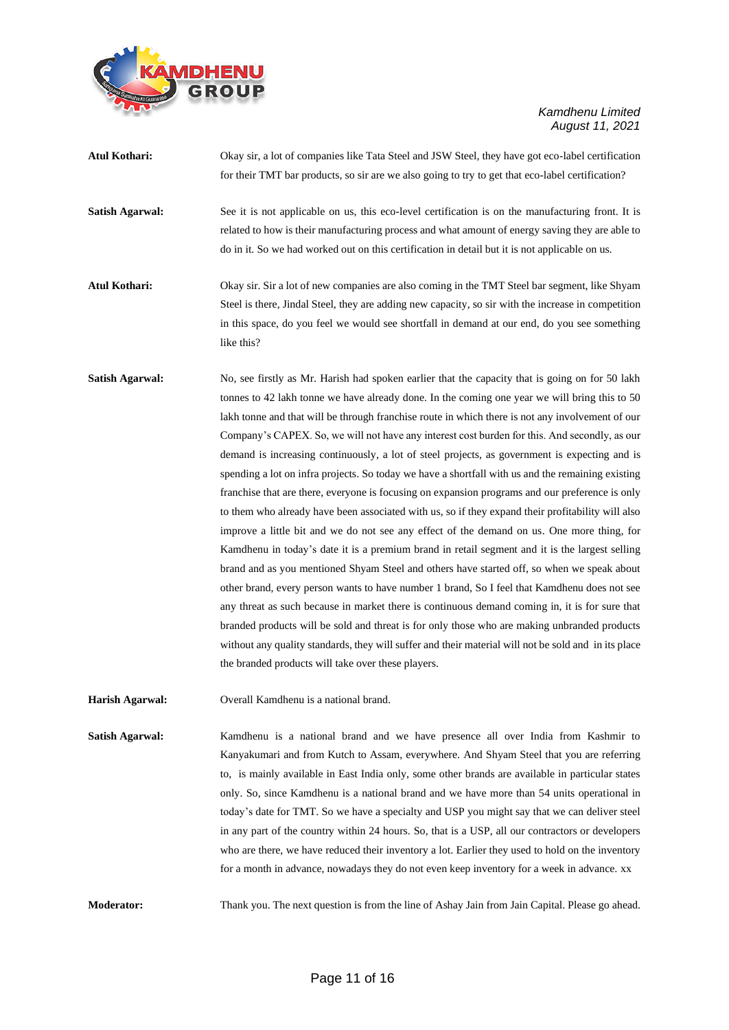**Atul Kothari:** Okay sir, a lot of companies like Tata Steel and JSW Steel, they have got eco-label certification for their TMT bar products, so sir are we also going to try to get that eco-label certification?

**Satish Agarwal:** See it is not applicable on us, this eco-level certification is on the manufacturing front. It is related to how is their manufacturing process and what amount of energy saving they are able to do in it. So we had worked out on this certification in detail but it is not applicable on us.

**Atul Kothari:** Okay sir. Sir a lot of new companies are also coming in the TMT Steel bar segment, like Shyam Steel is there, Jindal Steel, they are adding new capacity, so sir with the increase in competition in this space, do you feel we would see shortfall in demand at our end, do you see something like this?

**Satish Agarwal:** No, see firstly as Mr. Harish had spoken earlier that the capacity that is going on for 50 lakh tonnes to 42 lakh tonne we have already done. In the coming one year we will bring this to 50 lakh tonne and that will be through franchise route in which there is not any involvement of our Company's CAPEX. So, we will not have any interest cost burden for this. And secondly, as our demand is increasing continuously, a lot of steel projects, as government is expecting and is spending a lot on infra projects. So today we have a shortfall with us and the remaining existing franchise that are there, everyone is focusing on expansion programs and our preference is only to them who already have been associated with us, so if they expand their profitability will also improve a little bit and we do not see any effect of the demand on us. One more thing, for Kamdhenu in today's date it is a premium brand in retail segment and it is the largest selling brand and as you mentioned Shyam Steel and others have started off, so when we speak about other brand, every person wants to have number 1 brand, So I feel that Kamdhenu does not see any threat as such because in market there is continuous demand coming in, it is for sure that branded products will be sold and threat is for only those who are making unbranded products without any quality standards, they will suffer and their material will not be sold and in its place the branded products will take over these players.

**Harish Agarwal:** Overall Kamdhenu is a national brand.

**Satish Agarwal:** Kamdhenu is a national brand and we have presence all over India from Kashmir to Kanyakumari and from Kutch to Assam, everywhere. And Shyam Steel that you are referring to, is mainly available in East India only, some other brands are available in particular states only. So, since Kamdhenu is a national brand and we have more than 54 units operational in today's date for TMT. So we have a specialty and USP you might say that we can deliver steel in any part of the country within 24 hours. So, that is a USP, all our contractors or developers who are there, we have reduced their inventory a lot. Earlier they used to hold on the inventory for a month in advance, nowadays they do not even keep inventory for a week in advance. xx

**Moderator:** Thank you. The next question is from the line of Ashay Jain from Jain Capital. Please go ahead.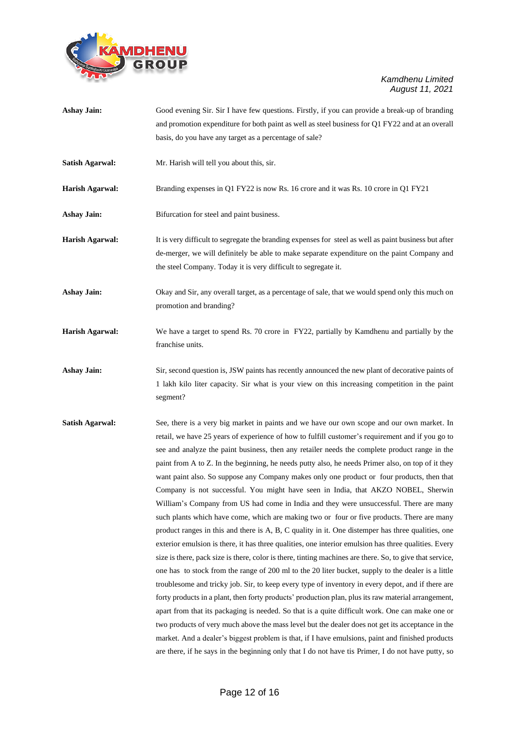**Ashay Jain:** Good evening Sir. Sir I have few questions. Firstly, if you can provide a break-up of branding and promotion expenditure for both paint as well as steel business for Q1 FY22 and at an overall basis, do you have any target as a percentage of sale?

**Satish Agarwal:** Mr. Harish will tell you about this, sir.

**Harish Agarwal:** Branding expenses in Q1 FY22 is now Rs. 16 crore and it was Rs. 10 crore in Q1 FY21

**Ashay Jain:** Bifurcation for steel and paint business.

**Harish Agarwal:** It is very difficult to segregate the branding expenses for steel as well as paint business but after de-merger, we will definitely be able to make separate expenditure on the paint Company and the steel Company. Today it is very difficult to segregate it.

**Ashay Jain:** Okay and Sir, any overall target, as a percentage of sale, that we would spend only this much on promotion and branding?

**Harish Agarwal:** We have a target to spend Rs. 70 crore in FY22, partially by Kamdhenu and partially by the franchise units.

**Ashay Jain:** Sir, second question is, JSW paints has recently announced the new plant of decorative paints of 1 lakh kilo liter capacity. Sir what is your view on this increasing competition in the paint segment?

**Satish Agarwal:** See, there is a very big market in paints and we have our own scope and our own market. In retail, we have 25 years of experience of how to fulfill customer's requirement and if you go to see and analyze the paint business, then any retailer needs the complete product range in the paint from A to Z. In the beginning, he needs putty also, he needs Primer also, on top of it they want paint also. So suppose any Company makes only one product or four products, then that Company is not successful. You might have seen in India, that AKZO NOBEL, Sherwin William's Company from US had come in India and they were unsuccessful. There are many such plants which have come, which are making two or four or five products. There are many product ranges in this and there is A, B, C quality in it. One distemper has three qualities, one exterior emulsion is there, it has three qualities, one interior emulsion has three qualities. Every size is there, pack size is there, color is there, tinting machines are there. So, to give that service, one has to stock from the range of 200 ml to the 20 liter bucket, supply to the dealer is a little troublesome and tricky job. Sir, to keep every type of inventory in every depot, and if there are forty products in a plant, then forty products' production plan, plus its raw material arrangement, apart from that its packaging is needed. So that is a quite difficult work. One can make one or two products of very much above the mass level but the dealer does not get its acceptance in the market. And a dealer's biggest problem is that, if I have emulsions, paint and finished products are there, if he says in the beginning only that I do not have tis Primer, I do not have putty, so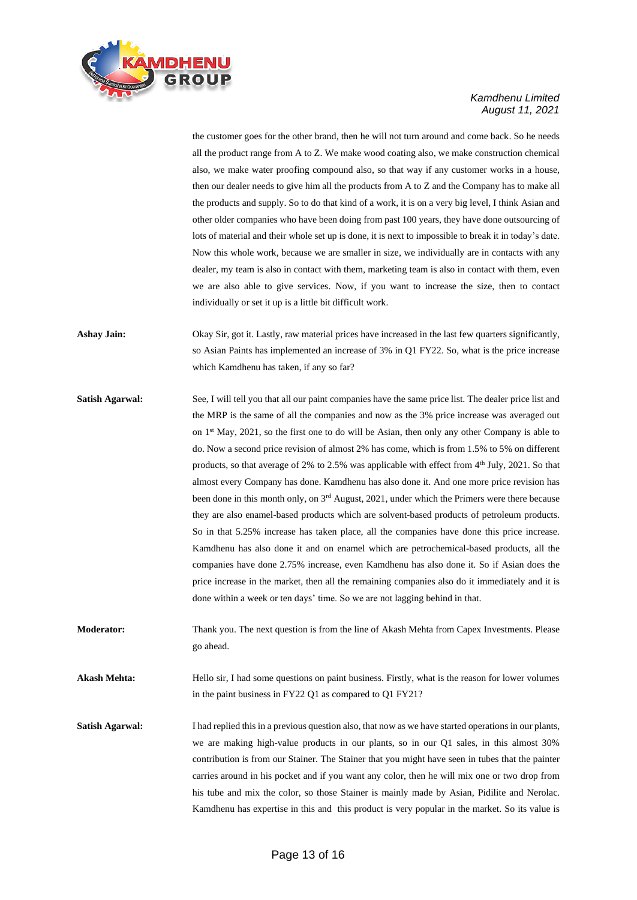the customer goes for the other brand, then he will not turn around and come back. So he needs all the product range from A to Z. We make wood coating also, we make construction chemical also, we make water proofing compound also, so that way if any customer works in a house, then our dealer needs to give him all the products from A to Z and the Company has to make all the products and supply. So to do that kind of a work, it is on a very big level, I think Asian and other older companies who have been doing from past 100 years, they have done outsourcing of lots of material and their whole set up is done, it is next to impossible to break it in today's date. Now this whole work, because we are smaller in size, we individually are in contacts with any dealer, my team is also in contact with them, marketing team is also in contact with them, even we are also able to give services. Now, if you want to increase the size, then to contact individually or set it up is a little bit difficult work.

**Ashay Jain:** Okay Sir, got it. Lastly, raw material prices have increased in the last few quarters significantly, so Asian Paints has implemented an increase of 3% in Q1 FY22. So, what is the price increase which Kamdhenu has taken, if any so far?

**Satish Agarwal:** See, I will tell you that all our paint companies have the same price list. The dealer price list and the MRP is the same of all the companies and now as the 3% price increase was averaged out on 1st May, 2021, so the first one to do will be Asian, then only any other Company is able to do. Now a second price revision of almost 2% has come, which is from 1.5% to 5% on different products, so that average of 2% to 2.5% was applicable with effect from 4th July, 2021. So that almost every Company has done. Kamdhenu has also done it. And one more price revision has been done in this month only, on 3rd August, 2021, under which the Primers were there because they are also enamel-based products which are solvent-based products of petroleum products. So in that 5.25% increase has taken place, all the companies have done this price increase. Kamdhenu has also done it and on enamel which are petrochemical-based products, all the companies have done 2.75% increase, even Kamdhenu has also done it. So if Asian does the price increase in the market, then all the remaining companies also do it immediately and it is done within a week or ten days' time. So we are not lagging behind in that.

**Moderator:** Thank you. The next question is from the line of Akash Mehta from Capex Investments. Please go ahead.

**Akash Mehta:** Hello sir, I had some questions on paint business. Firstly, what is the reason for lower volumes in the paint business in FY22 Q1 as compared to Q1 FY21?

**Satish Agarwal:** I had replied this in a previous question also, that now as we have started operations in our plants, we are making high-value products in our plants, so in our Q1 sales, in this almost 30% contribution is from our Stainer. The Stainer that you might have seen in tubes that the painter carries around in his pocket and if you want any color, then he will mix one or two drop from his tube and mix the color, so those Stainer is mainly made by Asian, Pidilite and Nerolac. Kamdhenu has expertise in this and this product is very popular in the market. So its value is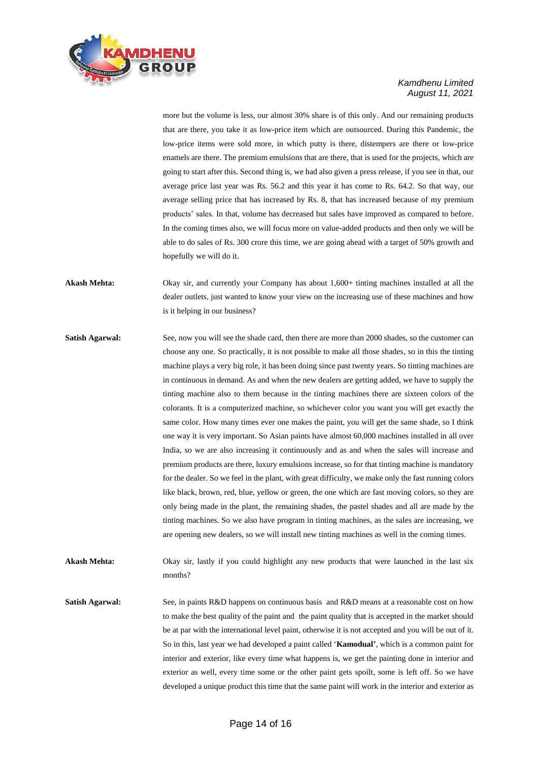more but the volume is less, our almost 30% share is of this only. And our remaining products that are there, you take it as low-price item which are outsourced. During this Pandemic, the low-price items were sold more, in which putty is there, distempers are there or low-price enamels are there. The premium emulsions that are there, that is used for the projects, which are going to start after this. Second thing is, we had also given a press release, if you see in that, our average price last year was Rs. 56.2 and this year it has come to Rs. 64.2. So that way, our average selling price that has increased by Rs. 8, that has increased because of my premium products' sales. In that, volume has decreased but sales have improved as compared to before. In the coming times also, we will focus more on value-added products and then only we will be able to do sales of Rs. 300 crore this time, we are going ahead with a target of 50% growth and hopefully we will do it.

**Akash Mehta:** Okay sir, and currently your Company has about 1,600+ tinting machines installed at all the dealer outlets, just wanted to know your view on the increasing use of these machines and how is it helping in our business?

**Satish Agarwal:** See, now you will see the shade card, then there are more than 2000 shades, so the customer can choose any one. So practically, it is not possible to make all those shades, so in this the tinting machine plays a very big role, it has been doing since past twenty years. So tinting machines are in continuous in demand. As and when the new dealers are getting added, we have to supply the tinting machine also to them because in the tinting machines there are sixteen colors of the colorants. It is a computerized machine, so whichever color you want you will get exactly the same color. How many times ever one makes the paint, you will get the same shade, so I think one way it is very important. So Asian paints have almost 60,000 machines installed in all over India, so we are also increasing it continuously and as and when the sales will increase and premium products are there, luxury emulsions increase, so for that tinting machine is mandatory for the dealer. So we feel in the plant, with great difficulty, we make only the fast running colors like black, brown, red, blue, yellow or green, the one which are fast moving colors, so they are only being made in the plant, the remaining shades, the pastel shades and all are made by the tinting machines. So we also have program in tinting machines, as the sales are increasing, we are opening new dealers, so we will install new tinting machines as well in the coming times.

**Akash Mehta:** Okay sir, lastly if you could highlight any new products that were launched in the last six months?

**Satish Agarwal:** See, in paints R&D happens on continuous basis and R&D means at a reasonable cost on how to make the best quality of the paint and the paint quality that is accepted in the market should be at par with the international level paint, otherwise it is not accepted and you will be out of it. So in this, last year we had developed a paint called '**Kamodual'**, which is a common paint for interior and exterior, like every time what happens is, we get the painting done in interior and exterior as well, every time some or the other paint gets spoilt, some is left off. So we have developed a unique product this time that the same paint will work in the interior and exterior as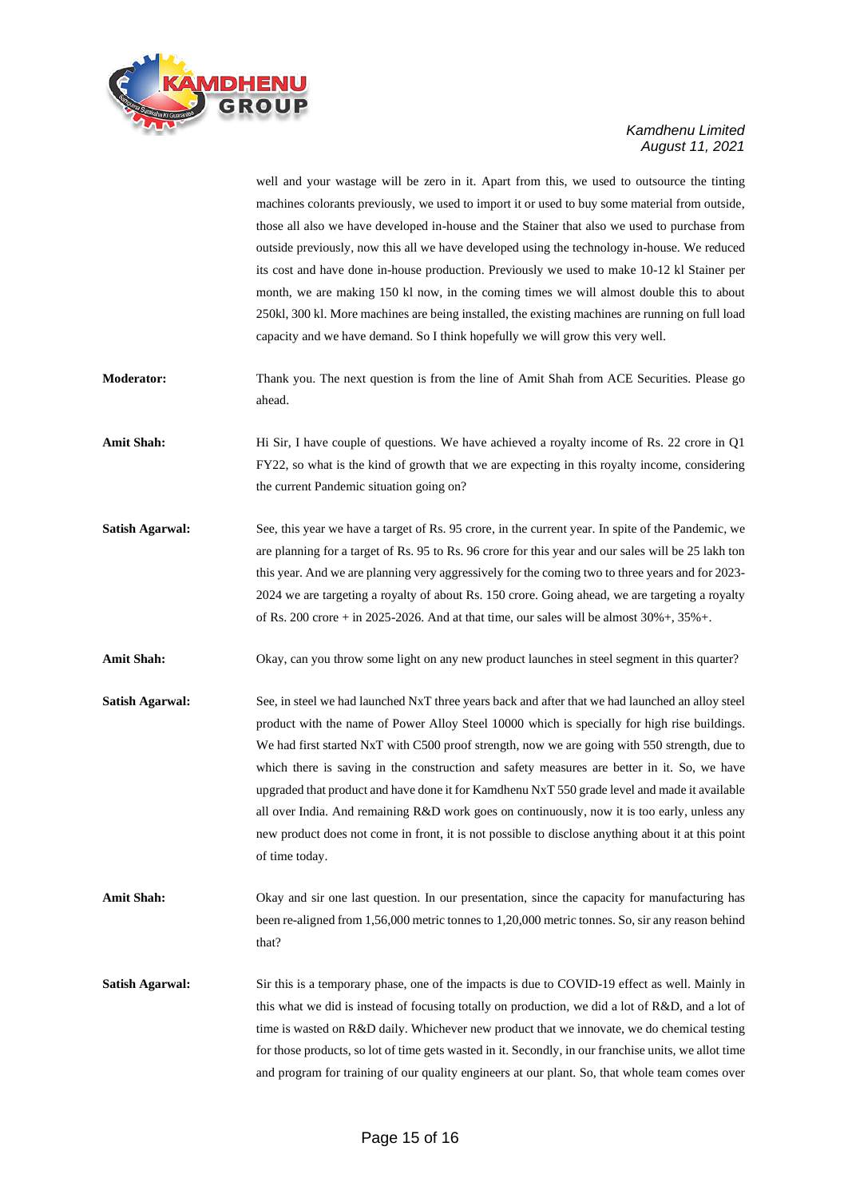well and your wastage will be zero in it. Apart from this, we used to outsource the tinting machines colorants previously, we used to import it or used to buy some material from outside, those all also we have developed in-house and the Stainer that also we used to purchase from outside previously, now this all we have developed using the technology in-house. We reduced its cost and have done in-house production. Previously we used to make 10-12 kl Stainer per month, we are making 150 kl now, in the coming times we will almost double this to about 250kl, 300 kl. More machines are being installed, the existing machines are running on full load capacity and we have demand. So I think hopefully we will grow this very well.

**Moderator:** Thank you. The next question is from the line of Amit Shah from ACE Securities. Please go ahead.

**Amit Shah:** Hi Sir, I have couple of questions. We have achieved a royalty income of Rs. 22 crore in Q1 FY22, so what is the kind of growth that we are expecting in this royalty income, considering the current Pandemic situation going on?

**Satish Agarwal:** See, this year we have a target of Rs. 95 crore, in the current year. In spite of the Pandemic, we are planning for a target of Rs. 95 to Rs. 96 crore for this year and our sales will be 25 lakh ton this year. And we are planning very aggressively for the coming two to three years and for 2023-2024 we are targeting a royalty of about Rs. 150 crore. Going ahead, we are targeting a royalty of Rs. 200 crore + in 2025-2026. And at that time, our sales will be almost 30%+, 35%+.

**Amit Shah:** Okay, can you throw some light on any new product launches in steel segment in this quarter?

**Satish Agarwal:** See, in steel we had launched NxT three years back and after that we had launched an alloy steel product with the name of Power Alloy Steel 10000 which is specially for high rise buildings. We had first started NxT with C500 proof strength, now we are going with 550 strength, due to which there is saving in the construction and safety measures are better in it. So, we have upgraded that product and have done it for Kamdhenu NxT 550 grade level and made it available all over India. And remaining R&D work goes on continuously, now it is too early, unless any new product does not come in front, it is not possible to disclose anything about it at this point of time today.

**Amit Shah:** Okay and sir one last question. In our presentation, since the capacity for manufacturing has been re-aligned from 1,56,000 metric tonnes to 1,20,000 metric tonnes. So, sir any reason behind that?

**Satish Agarwal:** Sir this is a temporary phase, one of the impacts is due to COVID-19 effect as well. Mainly in this what we did is instead of focusing totally on production, we did a lot of R&D, and a lot of time is wasted on R&D daily. Whichever new product that we innovate, we do chemical testing for those products, so lot of time gets wasted in it. Secondly, in our franchise units, we allot time and program for training of our quality engineers at our plant. So, that whole team comes over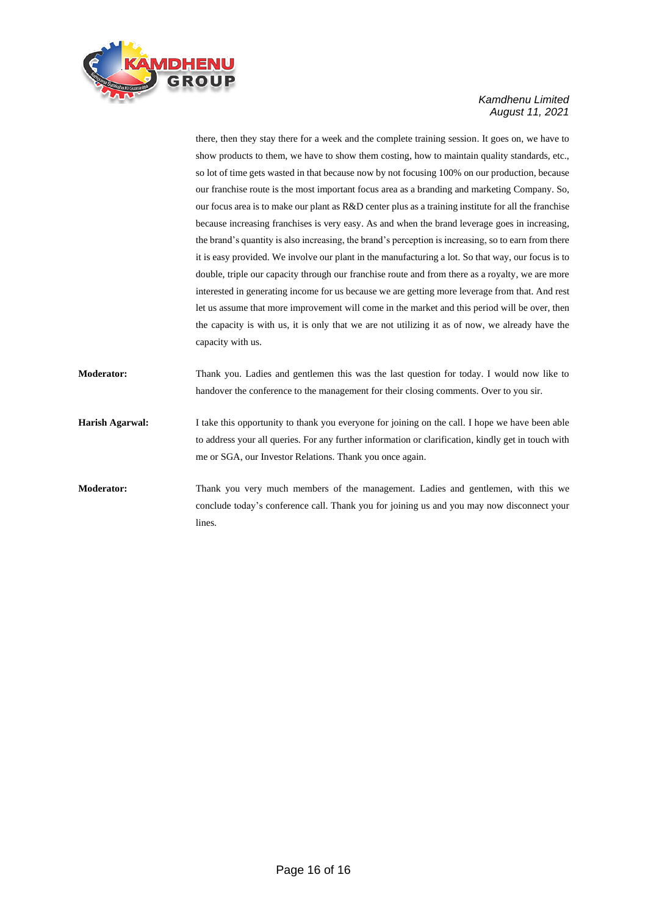there, then they stay there for a week and the complete training session. It goes on, we have to show products to them, we have to show them costing, how to maintain quality standards, etc., so lot of time gets wasted in that because now by not focusing 100% on our production, because our franchise route is the most important focus area as a branding and marketing Company. So, our focus area is to make our plant as R&D center plus as a training institute for all the franchise because increasing franchises is very easy. As and when the brand leverage goes in increasing, the brand's quantity is also increasing, the brand's perception is increasing, so to earn from there it is easy provided. We involve our plant in the manufacturing a lot. So that way, our focus is to double, triple our capacity through our franchise route and from there as a royalty, we are more interested in generating income for us because we are getting more leverage from that. And rest let us assume that more improvement will come in the market and this period will be over, then the capacity is with us, it is only that we are not utilizing it as of now, we already have the capacity with us.

**Moderator:** Thank you. Ladies and gentlemen this was the last question for today. I would now like to handover the conference to the management for their closing comments. Over to you sir.

**Harish Agarwal:** I take this opportunity to thank you everyone for joining on the call. I hope we have been able to address your all queries. For any further information or clarification, kindly get in touch with me or SGA, our Investor Relations. Thank you once again.

**Moderator:** Thank you very much members of the management. Ladies and gentlemen, with this we conclude today's conference call. Thank you for joining us and you may now disconnect your lines.